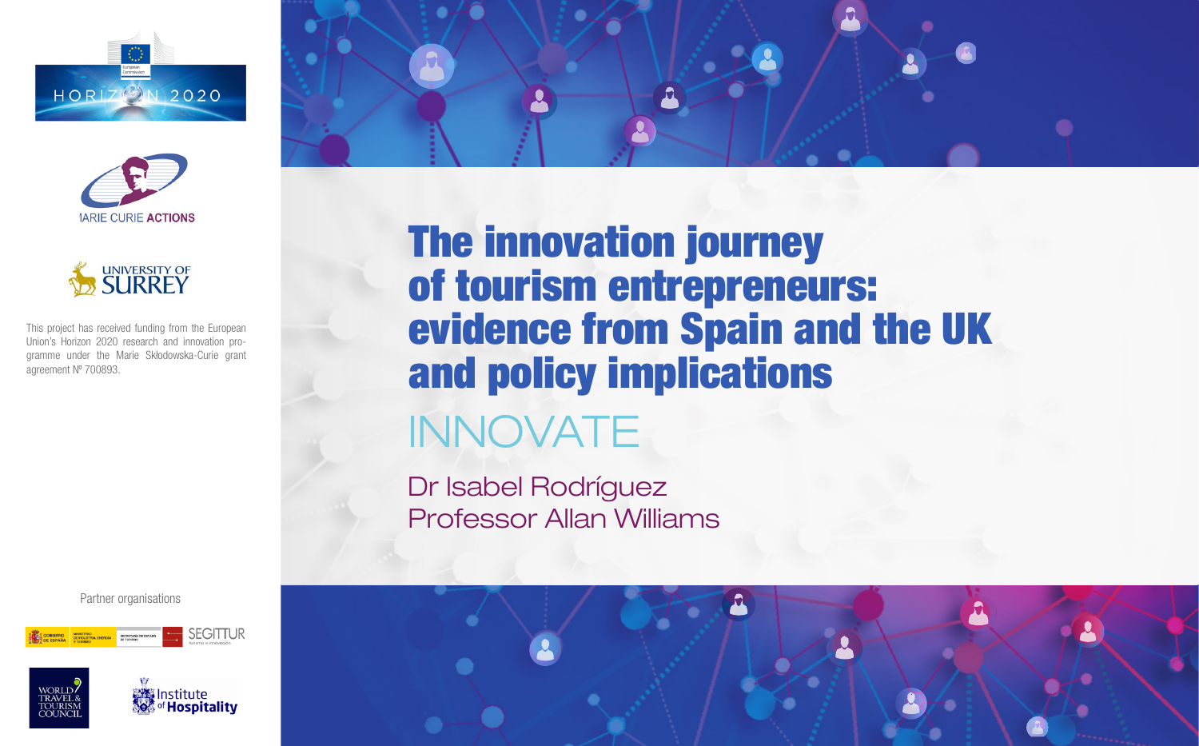# The innovation journey of tourism entrepreneurs: evidence from Spain and the UK and policy implications

## INNOVATE

Dr Isabel Rodríguez
Professor Allan Williams

This project has received funding from the European Union's Horizon 2020 research and innovation programme under the Marie Skłodowska-Curie grant agreement Nº 700893.

Partner organisations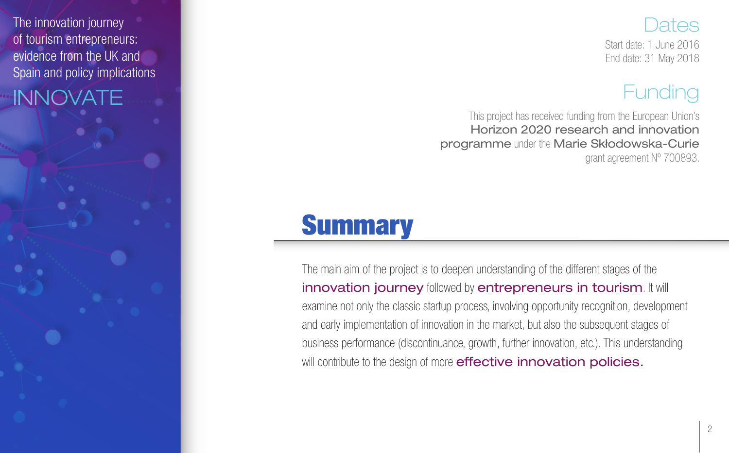The innovation journey of tourism entrepreneurs: evidence from the UK and Spain and policy implications

INNOVATE

## Dates

Start date: 1 June 2016
End date: 31 May 2018

## Funding

This project has received funding from the European Union's **Horizon 2020 research and innovation programme** under the **Marie Skłodowska-Curie** grant agreement Nº 700893.

# Summary

The main aim of the project is to deepen understanding of the different stages of the **innovation journey** followed by **entrepreneurs in tourism**. It will examine not only the classic startup process, involving opportunity recognition, development and early implementation of innovation in the market, but also the subsequent stages of business performance (discontinuance, growth, further innovation, etc.). This understanding will contribute to the design of more **effective innovation policies.**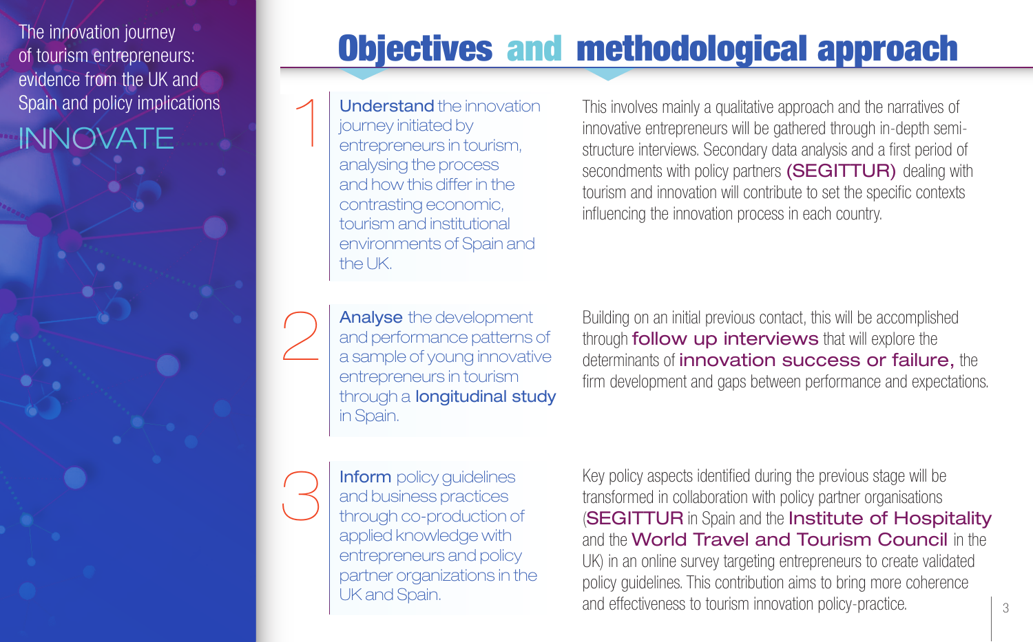# Objectives and methodological approach

**1**

**Understand** the innovation journey initiated by entrepreneurs in tourism, analysing the process and how this differ in the contrasting economic, tourism and institutional environments of Spain and the UK.

This involves mainly a qualitative approach and the narratives of innovative entrepreneurs will be gathered through in-depth semi-structure interviews. Secondary data analysis and a first period of secondments with policy partners **(SEGITTUR)** dealing with tourism and innovation will contribute to set the specific contexts influencing the innovation process in each country.

**2**

**Analyse** the development and performance patterns of a sample of young innovative entrepreneurs in tourism through a **longitudinal study** in Spain.

Building on an initial previous contact, this will be accomplished through **follow up interviews** that will explore the determinants of **innovation success or failure,** the firm development and gaps between performance and expectations.

**3**

**Inform** policy guidelines and business practices through co-production of applied knowledge with entrepreneurs and policy partner organizations in the UK and Spain.

Key policy aspects identified during the previous stage will be transformed in collaboration with policy partner organisations (**SEGITTUR** in Spain and the **Institute of Hospitality** and the **World Travel and Tourism Council** in the UK) in an online survey targeting entrepreneurs to create validated policy guidelines. This contribution aims to bring more coherence and effectiveness to tourism innovation policy-practice.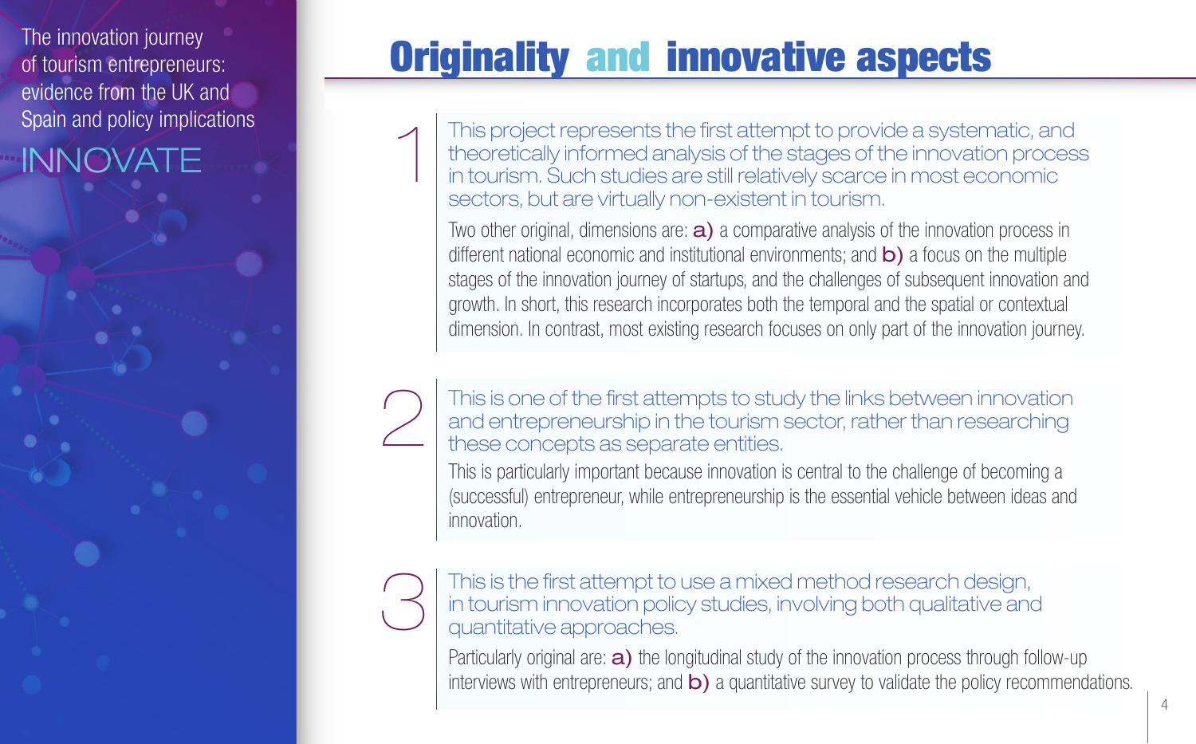# Originality and innovative aspects

**1**

This project represents the first attempt to provide a systematic, and theoretically informed analysis of the stages of the innovation process in tourism. Such studies are still relatively scarce in most economic sectors, but are virtually non-existent in tourism.

Two other original, dimensions are: **a)** a comparative analysis of the innovation process in different national economic and institutional environments; and **b)** a focus on the multiple stages of the innovation journey of startups, and the challenges of subsequent innovation and growth. In short, this research incorporates both the temporal and the spatial or contextual dimension. In contrast, most existing research focuses on only part of the innovation journey.

**2**

This is one of the first attempts to study the links between innovation and entrepreneurship in the tourism sector, rather than researching these concepts as separate entities.

This is particularly important because innovation is central to the challenge of becoming a (successful) entrepreneur, while entrepreneurship is the essential vehicle between ideas and innovation.

**3**

This is the first attempt to use a mixed method research design, in tourism innovation policy studies, involving both qualitative and quantitative approaches.

Particularly original are: **a)** the longitudinal study of the innovation process through follow-up interviews with entrepreneurs; and **b)** a quantitative survey to validate the policy recommendations.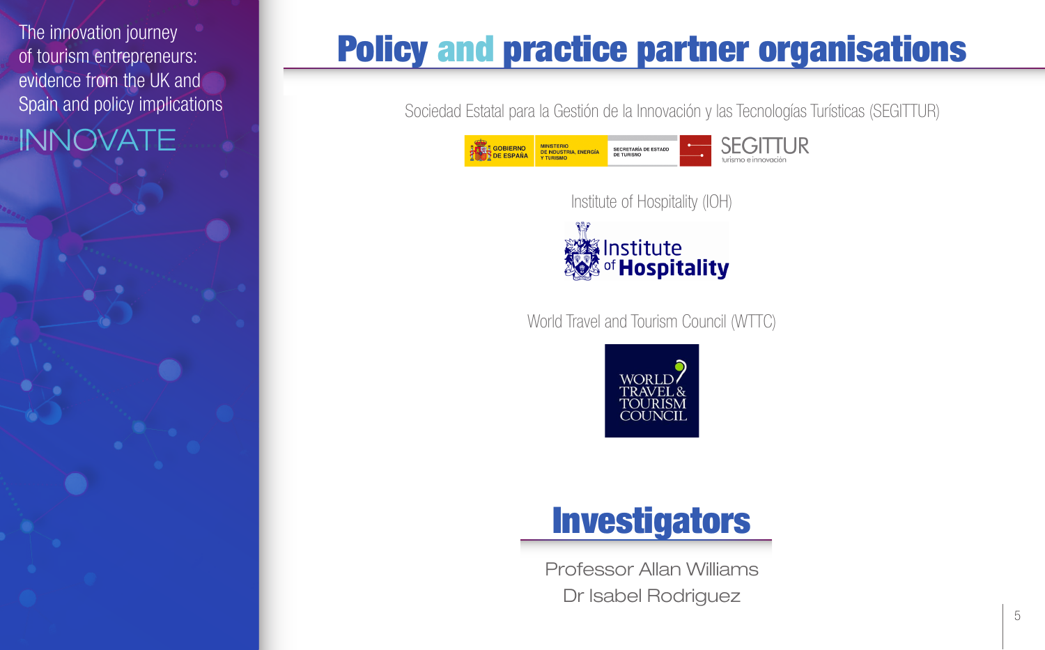The innovation journey of tourism entrepreneurs: evidence from the UK and Spain and policy implications

INNOVATE

# Policy and practice partner organisations

Sociedad Estatal para la Gestión de la Innovación y las Tecnologías Turísticas (SEGITTUR)

Institute of Hospitality (IOH)

World Travel and Tourism Council (WTTC)

# Investigators

Professor Allan Williams

Dr Isabel Rodriguez